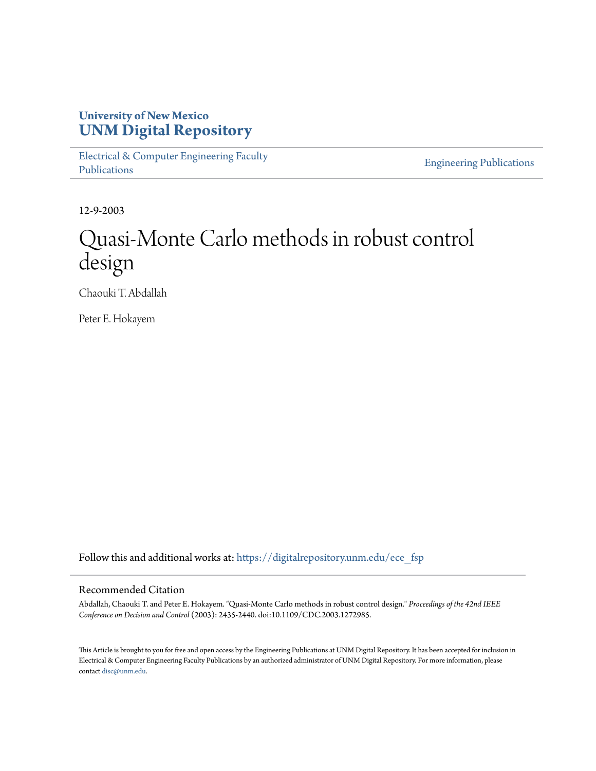University of New Mexico
**UNM Digital Repository**

Electrical & Computer Engineering Faculty Publications

Engineering Publications

12-9-2003

# Quasi-Monte Carlo methods in robust control design

Chaouki T. Abdallah

Peter E. Hokayem

Follow this and additional works at: https://digitalrepository.unm.edu/ece_fsp

## Recommended Citation

Abdallah, Chaouki T. and Peter E. Hokayem. "Quasi-Monte Carlo methods in robust control design." *Proceedings of the 42nd IEEE Conference on Decision and Control* (2003): 2435-2440. doi:10.1109/CDC.2003.1272985.

This Article is brought to you for free and open access by the Engineering Publications at UNM Digital Repository. It has been accepted for inclusion in Electrical & Computer Engineering Faculty Publications by an authorized administrator of UNM Digital Repository. For more information, please contact disc@unm.edu.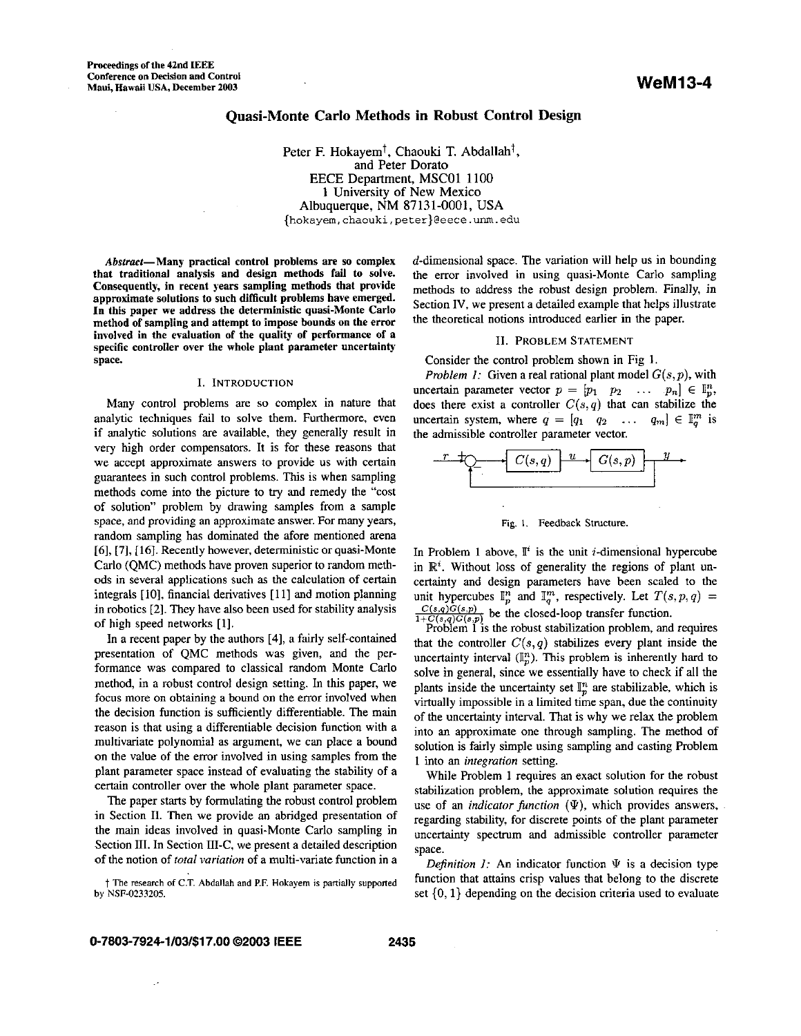Proceedings of the 42nd IEEE Conference on Decision and Control
Maui, Hawaii USA, December 2003

WeM13-4

# Quasi-Monte Carlo Methods in Robust Control Design

Peter F. Hokayem[†], Chaouki T. Abdallah[†], and Peter Dorato
EECE Department, MSC01 1100
1 University of New Mexico
Albuquerque, NM 87131-0001, USA
{hokayem,chaouki,peter}@eece.unm.edu

***Abstract*— Many practical control problems are so complex that traditional analysis and design methods fail to solve. Consequently, in recent years sampling methods that provide approximate solutions to such difficult problems have emerged. In this paper we address the deterministic quasi-Monte Carlo method of sampling and attempt to impose bounds on the error involved in the evaluation of the quality of performance of a specific controller over the whole plant parameter uncertainty space.**

## I. Introduction

Many control problems are so complex in nature that analytic techniques fail to solve them. Furthermore, even if analytic solutions are available, they generally result in very high order compensators. It is for these reasons that we accept approximate answers to provide us with certain guarantees in such control problems. This is when sampling methods come into the picture to try and remedy the "cost of solution" problem by drawing samples from a sample space, and providing an approximate answer. For many years, random sampling has dominated the afore mentioned arena [6], [7], [16]. Recently however, deterministic or quasi-Monte Carlo (QMC) methods have proven superior to random methods in several applications such as the calculation of certain integrals [10], financial derivatives [11] and motion planning in robotics [2]. They have also been used for stability analysis of high speed networks [1].

In a recent paper by the authors [4], a fairly self-contained presentation of QMC methods was given, and the performance was compared to classical random Monte Carlo method, in a robust control design setting. In this paper, we focus more on obtaining a bound on the error involved when the decision function is sufficiently differentiable. The main reason is that using a differentiable decision function with a multivariate polynomial as argument, we can place a bound on the value of the error involved in using samples from the plant parameter space instead of evaluating the stability of a certain controller over the whole plant parameter space.

The paper starts by formulating the robust control problem in Section II. Then we provide an abridged presentation of the main ideas involved in quasi-Monte Carlo sampling in Section III. In Section III-C, we present a detailed description of the notion of *total variation* of a multi-variate function in a $d$-dimensional space. The variation will help us in bounding the error involved in using quasi-Monte Carlo sampling methods to address the robust design problem. Finally, in Section IV, we present a detailed example that helps illustrate the theoretical notions introduced earlier in the paper.

## II. Problem Statement

Consider the control problem shown in Fig 1.

*Problem 1:* Given a real rational plant model $G(s,p)$, with uncertain parameter vector $p = [p_1 \quad p_2 \quad \dots \quad p_n] \in \mathbb{I}_p^n$, does there exist a controller $C(s,q)$ that can stabilize the uncertain system, where $q = [q_1 \quad q_2 \quad \dots \quad q_m] \in \mathbb{I}_q^m$ is the admissible controller parameter vector.

Fig. 1. Feedback Structure.

In Problem 1 above, $\mathbb{I}^i$ is the unit $i$-dimensional hypercube in $\mathbb{R}^i$. Without loss of generality the regions of plant uncertainty and design parameters have been scaled to the unit hypercubes $\mathbb{I}_p^n$ and $\mathbb{I}_q^m$, respectively. Let $T(s,p,q) = \frac{C(s,q)G(s,p)}{1+C(s,q)G(s,p)}$ be the closed-loop transfer function.

Problem 1 is the robust stabilization problem, and requires that the controller $C(s,q)$ stabilizes every plant inside the uncertainty interval ($\mathbb{I}_p^n$). This problem is inherently hard to solve in general, since we essentially have to check if all the plants inside the uncertainty set $\mathbb{I}_p^n$ are stabilizable, which is virtually impossible in a limited time span, due the continuity of the uncertainty interval. That is why we relax the problem into an approximate one through sampling. The method of solution is fairly simple using sampling and casting Problem 1 into an *integration* setting.

While Problem 1 requires an exact solution for the robust stabilization problem, the approximate solution requires the use of an *indicator function* ($\Psi$), which provides answers, regarding stability, for discrete points of the plant parameter uncertainty spectrum and admissible controller parameter space.

*Definition 1:* An indicator function $\Psi$ is a decision type function that attains crisp values that belong to the discrete set $\{0, 1\}$ depending on the decision criteria used to evaluate

† The research of C.T. Abdallah and P.F. Hokayem is partially supported by NSF-0233205.

0-7803-7924-1/03/$17.00 ©2003 IEEE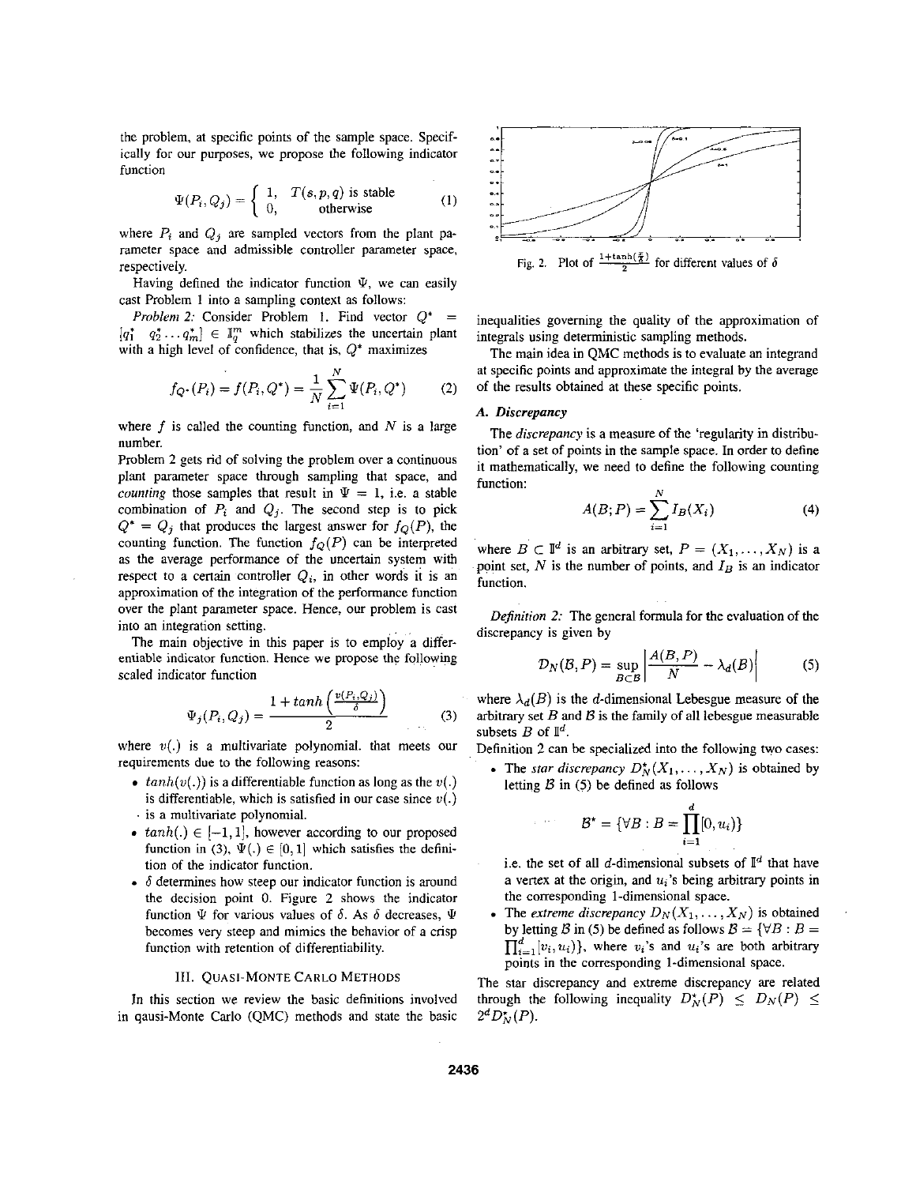the problem, at specific points of the sample space. Specifically for our purposes, we propose the following indicator function

$$\Psi(P_i, Q_j) = \begin{cases} 1, & T(s,p,q) \text{ is stable} \\ 0, & \text{otherwise} \end{cases} \qquad (1)$$

where $P_i$ and $Q_j$ are sampled vectors from the plant parameter space and admissible controller parameter space, respectively.

Having defined the indicator function $\Psi$, we can easily cast Problem 1 into a sampling context as follows:

*Problem 2:* Consider Problem 1. Find vector $Q^* = [q_1^* \; q_2^* \dots q_m^*] \in \mathbb{I}_q^m$ which stabilizes the uncertain plant with a high level of confidence, that is, $Q^*$ maximizes

$$f_{Q^*}(P_i) = f(P_i, Q^*) = \frac{1}{N}\sum_{i=1}^{N}\Psi(P_i, Q^*) \qquad (2)$$

where $f$ is called the counting function, and $N$ is a large number.

Problem 2 gets rid of solving the problem over a continuous plant parameter space through sampling that space, and *counting* those samples that result in $\Psi = 1$, i.e. a stable combination of $P_i$ and $Q_j$. The second step is to pick $Q^* = Q_j$ that produces the largest answer for $f_Q(P)$, the counting function. The function $f_Q(P)$ can be interpreted as the average performance of the uncertain system with respect to a certain controller $Q_i$, in other words it is an approximation of the integration of the performance function over the plant parameter space. Hence, our problem is cast into an integration setting.

The main objective in this paper is to employ a differentiable indicator function. Hence we propose the following scaled indicator function

$$\Psi_j(P_i, Q_j) = \frac{1 + tanh\left(\frac{v(P_i,Q_j)}{\delta}\right)}{2} \qquad (3)$$

where $v(.)$ is a multivariate polynomial. that meets our requirements due to the following reasons:

- $tanh(v(.))$ is a differentiable function as long as the $v(.)$ is differentiable, which is satisfied in our case since $v(.)$ is a multivariate polynomial.
- $tanh(.) \in [-1, 1]$, however according to our proposed function in (3), $\Psi(.) \in [0, 1]$ which satisfies the definition of the indicator function.
- $\delta$ determines how steep our indicator function is around the decision point 0. Figure 2 shows the indicator function $\Psi$ for various values of $\delta$. As $\delta$ decreases, $\Psi$ becomes very steep and mimics the behavior of a crisp function with retention of differentiability.

Fig. 2. Plot of $\frac{1+\tanh(\frac{x}{\delta})}{2}$ for different values of $\delta$

## III. Quasi-Monte Carlo Methods

In this section we review the basic definitions involved in qausi-Monte Carlo (QMC) methods and state the basic inequalities governing the quality of the approximation of integrals using deterministic sampling methods.

The main idea in QMC methods is to evaluate an integrand at specific points and approximate the integral by the average of the results obtained at these specific points.

### A. Discrepancy

The *discrepancy* is a measure of the 'regularity in distribution' of a set of points in the sample space. In order to define it mathematically, we need to define the following counting function:

$$A(B; P) = \sum_{i=1}^{N} I_B(X_i) \qquad (4)$$

where $B \subset \mathbb{I}^d$ is an arbitrary set, $P = (X_1, \dots, X_N)$ is a point set, $N$ is the number of points, and $I_B$ is an indicator function.

*Definition 2:* The general formula for the evaluation of the discrepancy is given by

$$\mathcal{D}_N(\mathcal{B}, P) = \sup_{B \subset \mathcal{B}} \left| \frac{A(B, P)}{N} - \lambda_d(B) \right| \qquad (5)$$

where $\lambda_d(B)$ is the $d$-dimensional Lebesgue measure of the arbitrary set $B$ and $\mathcal{B}$ is the family of all lebesgue measurable subsets $B$ of $\mathbb{I}^d$.

Definition 2 can be specialized into the following two cases:

- The *star discrepancy* $D_N^*(X_1, \dots, X_N)$ is obtained by letting $\mathcal{B}$ in (5) be defined as follows

$$\mathcal{B}^* = \{\forall B : B = \prod_{i=1}^{d} [0, u_i)\}$$

  i.e. the set of all $d$-dimensional subsets of $\mathbb{I}^d$ that have a vertex at the origin, and $u_i$'s being arbitrary points in the corresponding 1-dimensional space.
- The *extreme discrepancy* $D_N(X_1, \dots, X_N)$ is obtained by letting $\mathcal{B}$ in (5) be defined as follows $\mathcal{B} = \{\forall B : B = \prod_{i=1}^{d} [v_i, u_i)\}$, where $v_i$'s and $u_i$'s are both arbitrary points in the corresponding 1-dimensional space.

The star discrepancy and extreme discrepancy are related through the following inequality $D_N^*(P) \leq D_N(P) \leq 2^d D_N^*(P)$.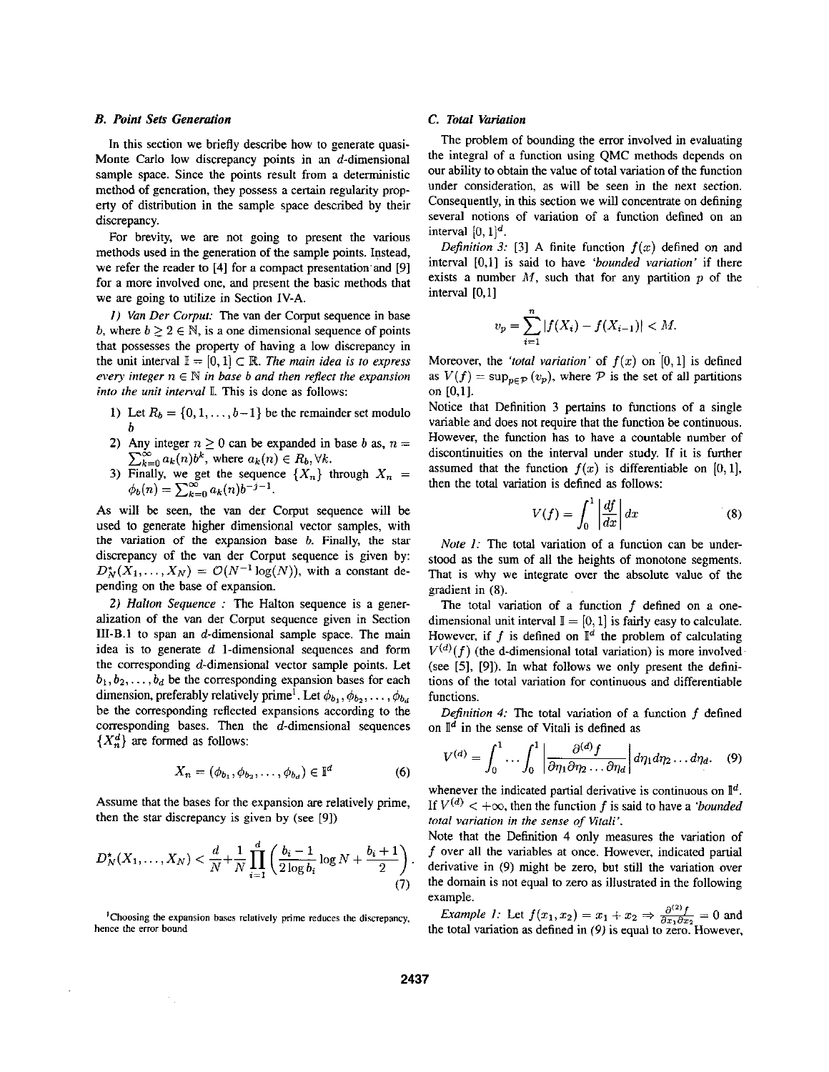### B. Point Sets Generation

In this section we briefly describe how to generate quasi-Monte Carlo low discrepancy points in an $d$-dimensional sample space. Since the points result from a deterministic method of generation, they possess a certain regularity property of distribution in the sample space described by their discrepancy.

For brevity, we are not going to present the various methods used in the generation of the sample points. Instead, we refer the reader to [4] for a compact presentation and [9] for a more involved one, and present the basic methods that we are going to utilize in Section IV-A.

*1) Van Der Corput:* The van der Corput sequence in base $b$, where $b \geq 2 \in \mathbb{N}$, is a one dimensional sequence of points that possesses the property of having a low discrepancy in the unit interval $\mathbb{I} = [0,1] \subset \mathbb{R}$. *The main idea is to express every integer $n \in \mathbb{N}$ in base $b$ and then reflect the expansion into the unit interval $\mathbb{I}$.* This is done as follows:

1) Let $R_b = \{0, 1, \ldots, b-1\}$ be the remainder set modulo $b$
2) Any integer $n \geq 0$ can be expanded in base $b$ as, $n = \sum_{k=0}^{\infty} a_k(n) b^k$, where $a_k(n) \in R_b, \forall k$.
3) Finally, we get the sequence $\{X_n\}$ through $X_n = \phi_b(n) = \sum_{k=0}^{\infty} a_k(n) b^{-j-1}$.

As will be seen, the van der Corput sequence will be used to generate higher dimensional vector samples, with the variation of the expansion base $b$. Finally, the star discrepancy of the van der Corput sequence is given by: $D_N^\star(X_1, \ldots, X_N) = \mathcal{O}(N^{-1}\log(N))$, with a constant depending on the base of expansion.

*2) Halton Sequence :* The Halton sequence is a generalization of the van der Corput sequence given in Section III-B.1 to span an $d$-dimensional sample space. The main idea is to generate $d$ 1-dimensional sequences and form the corresponding $d$-dimensional vector sample points. Let $b_1, b_2, \ldots, b_d$ be the corresponding expansion bases for each dimension, preferably relatively prime[1]. Let $\phi_{b_1}, \phi_{b_2}, \ldots, \phi_{b_d}$ be the corresponding reflected expansions according to the corresponding bases. Then the $d$-dimensional sequences $\{X_n^d\}$ are formed as follows:

$$X_n = (\phi_{b_1}, \phi_{b_2}, \ldots, \phi_{b_d}) \in \mathbb{I}^d \tag{6}$$

Assume that the bases for the expansion are relatively prime, then the star discrepancy is given by (see [9])

$$D_N^\star(X_1, \ldots, X_N) < \frac{d}{N} + \frac{1}{N} \prod_{i=1}^{d} \left( \frac{b_i - 1}{2 \log b_i} \log N + \frac{b_i + 1}{2} \right). \tag{7}$$

[1] Choosing the expansion bases relatively prime reduces the discrepancy, hence the error bound

### C. Total Variation

The problem of bounding the error involved in evaluating the integral of a function using QMC methods depends on our ability to obtain the value of total variation of the function under consideration, as will be seen in the next section. Consequently, in this section we will concentrate on defining several notions of variation of a function defined on an interval $[0,1]^d$.

*Definition 3:* [3] A finite function $f(x)$ defined on and interval [0,1] is said to have *'bounded variation'* if there exists a number $M$, such that for any partition $p$ of the interval [0,1]

$$v_p = \sum_{i=1}^{n} |f(X_i) - f(X_{i-1})| < M.$$

Moreover, the *'total variation'* of $f(x)$ on [0,1] is defined as $V(f) = \sup_{p \in \mathcal{P}} (v_p)$, where $\mathcal{P}$ is the set of all partitions on [0,1].

Notice that Definition 3 pertains to functions of a single variable and does not require that the function be continuous. However, the function has to have a countable number of discontinuities on the interval under study. If it is further assumed that the function $f(x)$ is differentiable on [0,1], then the total variation is defined as follows:

$$V(f) = \int_0^1 \left| \frac{df}{dx} \right| dx \tag{8}$$

*Note 1:* The total variation of a function can be understood as the sum of all the heights of monotone segments. That is why we integrate over the absolute value of the gradient in (8).

The total variation of a function $f$ defined on a one-dimensional unit interval $\mathbb{I} = [0,1]$ is fairly easy to calculate. However, if $f$ is defined on $\mathbb{I}^d$ the problem of calculating $V^{(d)}(f)$ (the d-dimensional total variation) is more involved (see [5], [9]). In what follows we only present the definitions of the total variation for continuous and differentiable functions.

*Definition 4:* The total variation of a function $f$ defined on $\mathbb{I}^d$ in the sense of Vitali is defined as

$$V^{(d)} = \int_0^1 \cdots \int_0^1 \left| \frac{\partial^{(d)} f}{\partial \eta_1 \partial \eta_2 \ldots \partial \eta_d} \right| d\eta_1 d\eta_2 \ldots d\eta_d. \tag{9}$$

whenever the indicated partial derivative is continuous on $\mathbb{I}^d$. If $V^{(d)} < +\infty$, then the function $f$ is said to have a *'bounded total variation in the sense of Vitali'*.

Note that the Definition 4 only measures the variation of $f$ over all the variables at once. However, indicated partial derivative in (9) might be zero, but still the variation over the domain is not equal to zero as illustrated in the following example.

*Example 1:* Let $f(x_1, x_2) = x_1 + x_2 \Rightarrow \frac{\partial^{(2)} f}{\partial x_1 \partial x_2} = 0$ and the total variation as defined in (9) is equal to zero. However,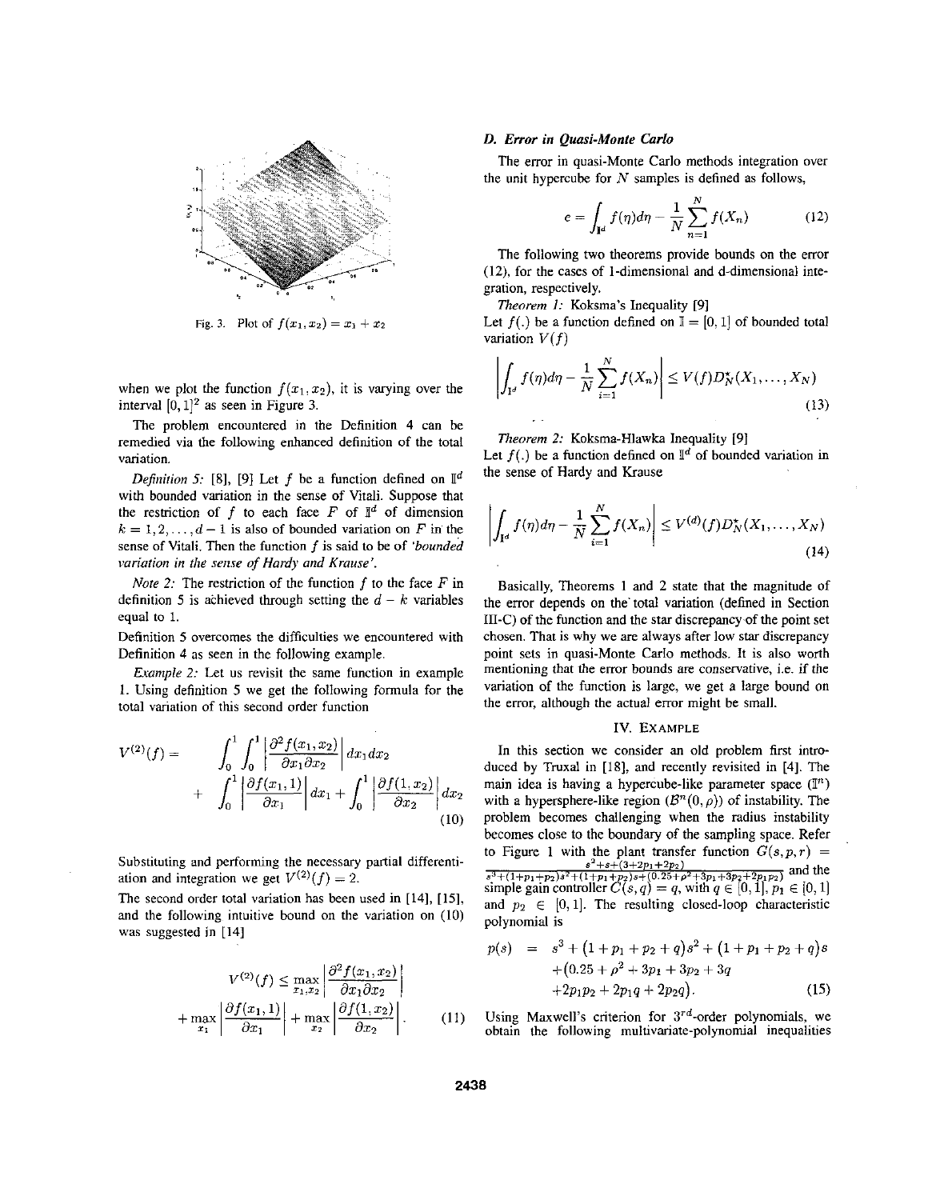Fig. 3. Plot of $f(x_1, x_2) = x_1 + x_2$

when we plot the function $f(x_1, x_2)$, it is varying over the interval $[0,1]^2$ as seen in Figure 3.

The problem encountered in the Definition 4 can be remedied via the following enhanced definition of the total variation.

*Definition 5:* [8], [9] Let $f$ be a function defined on $\mathbb{I}^d$ with bounded variation in the sense of Vitali. Suppose that the restriction of $f$ to each face $F$ of $\mathbb{I}^d$ of dimension $k = 1, 2, \ldots, d-1$ is also of bounded variation on $F$ in the sense of Vitali. Then the function $f$ is said to be of *'bounded variation in the sense of Hardy and Krause'*.

*Note 2:* The restriction of the function $f$ to the face $F$ in definition 5 is achieved through setting the $d-k$ variables equal to 1.

Definition 5 overcomes the difficulties we encountered with Definition 4 as seen in the following example.

*Example 2:* Let us revisit the same function in example 1. Using definition 5 we get the following formula for the total variation of this second order function

$$
\begin{aligned}
V^{(2)}(f) = & \int_0^1 \int_0^1 \left| \frac{\partial^2 f(x_1, x_2)}{\partial x_1 \partial x_2} \right| dx_1 dx_2 \\
+ & \int_0^1 \left| \frac{\partial f(x_1, 1)}{\partial x_1} \right| dx_1 + \int_0^1 \left| \frac{\partial f(1, x_2)}{\partial x_2} \right| dx_2
\end{aligned} \tag{10}
$$

Substituting and performing the necessary partial differentiation and integration we get $V^{(2)}(f) = 2$.

The second order total variation has been used in [14], [15], and the following intuitive bound on the variation on (10) was suggested in [14]

$$
\begin{aligned}
V^{(2)}(f) \le \max_{x_1, x_2} \left| \frac{\partial^2 f(x_1, x_2)}{\partial x_1 \partial x_2} \right| \\
+ \max_{x_1} \left| \frac{\partial f(x_1, 1)}{\partial x_1} \right| + \max_{x_2} \left| \frac{\partial f(1, x_2)}{\partial x_2} \right|.
\end{aligned} \tag{11}
$$

### D. Error in Quasi-Monte Carlo

The error in quasi-Monte Carlo methods integration over the unit hypercube for $N$ samples is defined as follows,

$$
e = \int_{\mathbb{I}^d} f(\eta) d\eta - \frac{1}{N} \sum_{n=1}^{N} f(X_n) \tag{12}
$$

The following two theorems provide bounds on the error (12), for the cases of 1-dimensional and d-dimensional integration, respectively.

*Theorem 1:* Koksma's Inequality [9]
Let $f(.)$ be a function defined on $\mathbb{I} = [0,1]$ of bounded total variation $V(f)$

$$
\left| \int_{\mathbb{I}^d} f(\eta) d\eta - \frac{1}{N} \sum_{i=1}^{N} f(X_n) \right| \le V(f) D_N^*(X_1, \ldots, X_N) \tag{13}
$$

*Theorem 2:* Koksma-Hlawka Inequality [9]
Let $f(.)$ be a function defined on $\mathbb{I}^d$ of bounded variation in the sense of Hardy and Krause

$$
\left| \int_{\mathbb{I}^d} f(\eta) d\eta - \frac{1}{N} \sum_{i=1}^{N} f(X_n) \right| \le V^{(d)}(f) D_N^*(X_1, \ldots, X_N) \tag{14}
$$

Basically, Theorems 1 and 2 state that the magnitude of the error depends on the total variation (defined in Section III-C) of the function and the star discrepancy of the point set chosen. That is why we are always after low star discrepancy point sets in quasi-Monte Carlo methods. It is also worth mentioning that the error bounds are conservative, i.e. if the variation of the function is large, we get a large bound on the error, although the actual error might be small.

## IV. Example

In this section we consider an old problem first introduced by Truxal in [18], and recently revisited in [4]. The main idea is having a hypercube-like parameter space ($\mathbb{I}^n$) with a hypersphere-like region ($\mathcal{B}^n(0, \rho)$) of instability. The problem becomes challenging when the radius instability becomes close to the boundary of the sampling space. Refer to Figure 1 with the plant transfer function $G(s, p, r) = \frac{s^2 + s + (3 + 2p_1 + 2p_2)}{s^3 + (1 + p_1 + p_2)s^2 + (1 + p_1 + p_2)s + (0.25 + \rho^2 + 3p_1 + 3p_2 + 2p_1 p_2)}$ and the simple gain controller $C(s, q) = q$, with $q \in [0,1]$, $p_1 \in [0,1]$ and $p_2 \in [0,1]$. The resulting closed-loop characteristic polynomial is

$$
\begin{aligned}
p(s) = & \; s^3 + (1 + p_1 + p_2 + q)s^2 + (1 + p_1 + p_2 + q)s \\
& + (0.25 + \rho^2 + 3p_1 + 3p_2 + 3q \\
& + 2p_1 p_2 + 2p_1 q + 2p_2 q).
\end{aligned} \tag{15}
$$

Using Maxwell's criterion for $3^{rd}$-order polynomials, we obtain the following multivariate-polynomial inequalities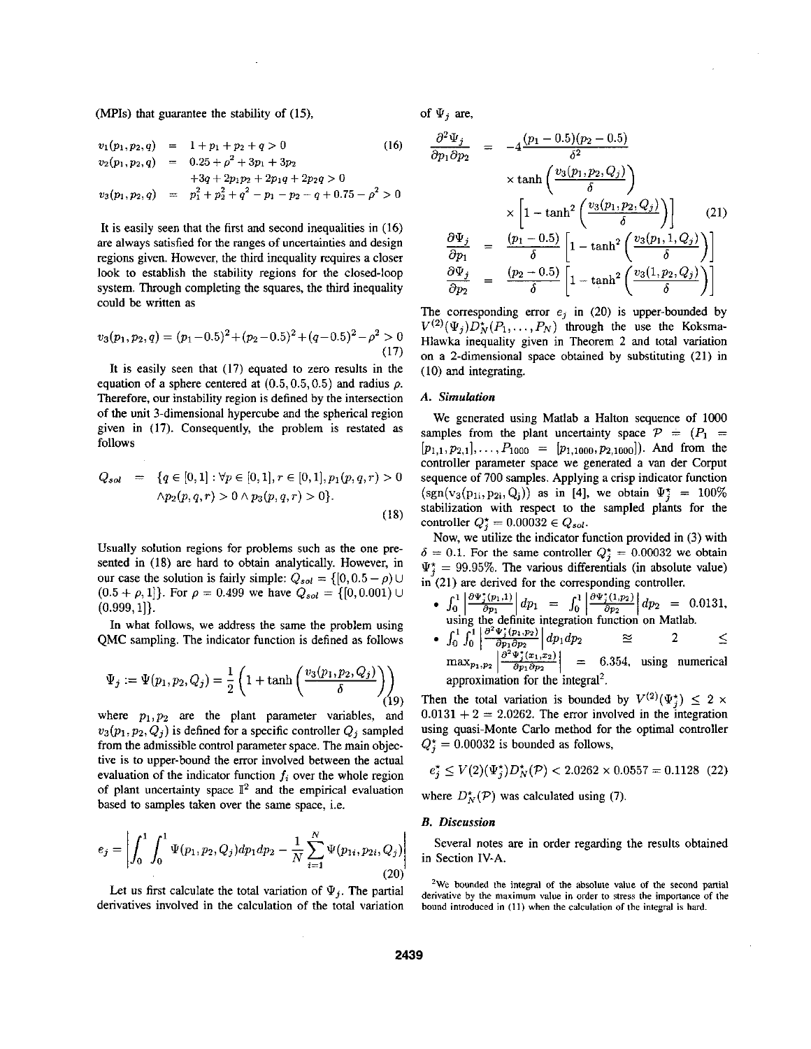(MPIs) that guarantee the stability of (15),

$$
\begin{aligned}
v_1(p_1, p_2, q) &= 1 + p_1 + p_2 + q > 0 \qquad (16)\\
v_2(p_1, p_2, q) &= 0.25 + \rho^2 + 3p_1 + 3p_2 \\
&\quad + 3q + 2p_1p_2 + 2p_1q + 2p_2q > 0 \\
v_3(p_1, p_2, q) &= p_1^2 + p_2^2 + q^2 - p_1 - p_2 - q + 0.75 - \rho^2 > 0
\end{aligned}
$$

It is easily seen that the first and second inequalities in (16) are always satisfied for the ranges of uncertainties and design regions given. However, the third inequality requires a closer look to establish the stability regions for the closed-loop system. Through completing the squares, the third inequality could be written as

$$
v_3(p_1, p_2, q) = (p_1 - 0.5)^2 + (p_2 - 0.5)^2 + (q - 0.5)^2 - \rho^2 > 0 \qquad (17)
$$

It is easily seen that (17) equated to zero results in the equation of a sphere centered at $(0.5, 0.5, 0.5)$ and radius $\rho$. Therefore, our instability region is defined by the intersection of the unit 3-dimensional hypercube and the spherical region given in (17). Consequently, the problem is restated as follows

$$
\begin{aligned}
Q_{sol} &= \{q \in [0,1] : \forall p \in [0,1], r \in [0,1], p_1(p, q, r) > 0 \\
&\quad \wedge p_2(p, q, r) > 0 \wedge p_3(p, q, r) > 0\}. \qquad (18)
\end{aligned}
$$

Usually solution regions for problems such as the one presented in (18) are hard to obtain analytically. However, in our case the solution is fairly simple: $Q_{sol} = \{[0, 0.5 - \rho) \cup (0.5 + \rho, 1]\}$. For $\rho = 0.499$ we have $Q_{sol} = \{[0, 0.001) \cup (0.999, 1]\}$.

In what follows, we address the same the problem using QMC sampling. The indicator function is defined as follows

$$
\Psi_j := \Psi(p_1, p_2, Q_j) = \frac{1}{2}\left(1 + \tanh\left(\frac{v_3(p_1, p_2, Q_j)}{\delta}\right)\right) \qquad (19)
$$

where $p_1, p_2$ are the plant parameter variables, and $v_3(p_1, p_2, Q_j)$ is defined for a specific controller $Q_j$ sampled from the admissible control parameter space. The main objective is to upper-bound the error involved between the actual evaluation of the indicator function $f_i$ over the whole region of plant uncertainty space $\mathbb{I}^2$ and the empirical evaluation based to samples taken over the same space, i.e.

$$
e_j = \left| \int_0^1 \int_0^1 \Psi(p_1, p_2, Q_j) dp_1 dp_2 - \frac{1}{N} \sum_{i=1}^{N} \Psi(p_{1i}, p_{2i}, Q_j) \right| \qquad (20)
$$

Let us first calculate the total variation of $\Psi_j$. The partial derivatives involved in the calculation of the total variation of $\Psi_j$ are,

$$
\begin{aligned}
\frac{\partial^2 \Psi_j}{\partial p_1 \partial p_2} &= -4 \frac{(p_1 - 0.5)(p_2 - 0.5)}{\delta^2} \\
&\quad \times \tanh\left(\frac{v_3(p_1, p_2, Q_j)}{\delta}\right) \\
&\quad \times \left[1 - \tanh^2\left(\frac{v_3(p_1, p_2, Q_j)}{\delta}\right)\right] \qquad (21)\\
\frac{\partial \Psi_j}{\partial p_1} &= \frac{(p_1 - 0.5)}{\delta}\left[1 - \tanh^2\left(\frac{v_3(p_1, 1, Q_j)}{\delta}\right)\right] \\
\frac{\partial \Psi_j}{\partial p_2} &= \frac{(p_2 - 0.5)}{\delta}\left[1 - \tanh^2\left(\frac{v_3(1, p_2, Q_j)}{\delta}\right)\right]
\end{aligned}
$$

The corresponding error $e_j$ in (20) is upper-bounded by $V^{(2)}(\Psi_j) D_N^*(P_1, \dots, P_N)$ through the use the Koksma-Hlawka inequality given in Theorem 2 and total variation on a 2-dimensional space obtained by substituting (21) in (10) and integrating.

### A. Simulation

We generated using Matlab a Halton sequence of 1000 samples from the plant uncertainty space $\mathcal{P} = (P_1 = [p_{1,1}, p_{2,1}], \dots, P_{1000} = [p_{1,1000}, p_{2,1000}])$. And from the controller parameter space we generated a van der Corput sequence of 700 samples. Applying a crisp indicator function $(\text{sgn}(v_3(p_{1i}, p_{2i}, Q_j))$ as in [4], we obtain $\Psi_j^* = 100\%$ stabilization with respect to the sampled plants for the controller $Q_j^* = 0.00032 \in Q_{sol}$.

Now, we utilize the indicator function provided in (3) with $\delta = 0.1$. For the same controller $Q_j^* = 0.00032$ we obtain $\Psi_j^* = 99.95\%$. The various differentials (in absolute value) in (21) are derived for the corresponding controller.

- $\int_0^1 \left|\frac{\partial \Psi_j^*(p_1, 1)}{\partial p_1}\right| dp_1 = \int_0^1 \left|\frac{\partial \Psi_j^*(1, p_2)}{\partial p_2}\right| dp_2 = 0.0131$, using the definite integration function on Matlab.
- $\int_0^1 \int_0^1 \left|\frac{\partial^2 \Psi_j^*(p_1, p_2)}{\partial p_1 \partial p_2}\right| dp_1 dp_2 \approx 2 \leq \max_{p_1, p_2} \left|\frac{\partial^2 \Psi_j^*(x_1, x_2)}{\partial p_1 \partial p_2}\right| = 6.354$, using numerical approximation for the integral[2].

Then the total variation is bounded by $V^{(2)}(\Psi_j^*) \leq 2 \times 0.0131 + 2 = 2.0262$. The error involved in the integration using quasi-Monte Carlo method for the optimal controller $Q_j^* = 0.00032$ is bounded as follows,

$$
e_j^* \leq V(2)(\Psi_j^*) D_N^*(\mathcal{P}) < 2.0262 \times 0.0557 = 0.1128 \qquad (22)
$$

where $D_N^*(\mathcal{P})$ was calculated using (7).

### B. Discussion

Several notes are in order regarding the results obtained in Section IV-A.

[2] We bounded the integral of the absolute value of the second partial derivative by the maximum value in order to stress the importance of the bound introduced in (11) when the calculation of the integral is hard.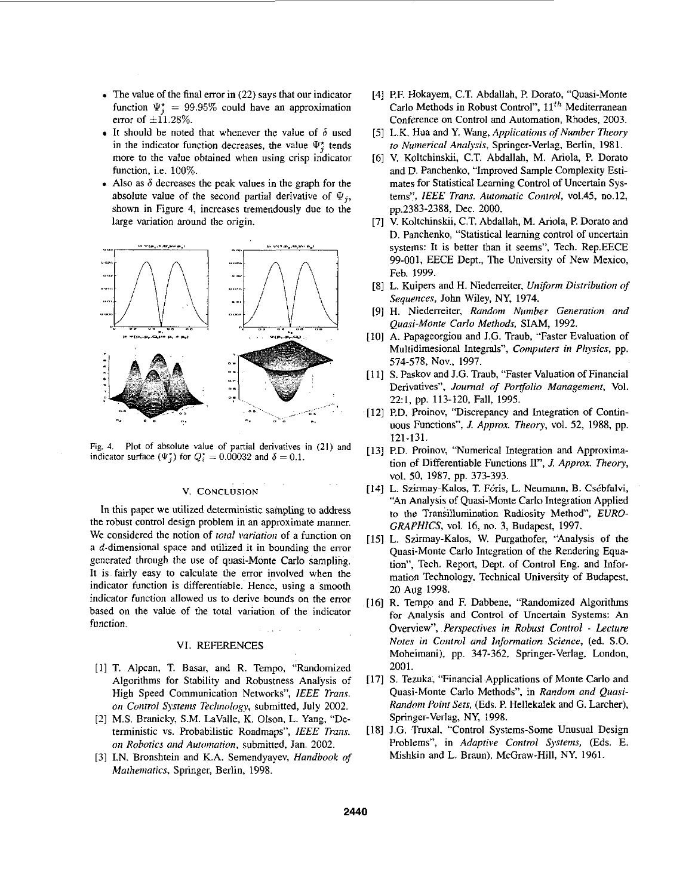- The value of the final error in (22) says that our indicator function $\Psi_j^* = 99.95\%$ could have an approximation error of $\pm 11.28\%$.
- It should be noted that whenever the value of $\delta$ used in the indicator function decreases, the value $\Psi_j^*$ tends more to the value obtained when using crisp indicator function, i.e. 100%.
- Also as $\delta$ decreases the peak values in the graph for the absolute value of the second partial derivative of $\Psi_j$, shown in Figure 4, increases tremendously due to the large variation around the origin.

Fig. 4. Plot of absolute value of partial derivatives in (21) and indicator surface ($\Psi_j^*$) for $Q_i^* = 0.00032$ and $\delta = 0.1$.

## V. CONCLUSION

In this paper we utilized deterministic sampling to address the robust control design problem in an approximate manner. We considered the notion of *total variation* of a function on a $d$-dimensional space and utilized it in bounding the error generated through the use of quasi-Monte Carlo sampling. It is fairly easy to calculate the error involved when the indicator function is differentiable. Hence, using a smooth indicator function allowed us to derive bounds on the error based on the value of the total variation of the indicator function.

## VI. REFERENCES

[1] T. Alpcan, T. Basar, and R. Tempo, "Randomized Algorithms for Stability and Robustness Analysis of High Speed Communication Networks", *IEEE Trans. on Control Systems Technology*, submitted, July 2002.

[2] M.S. Branicky, S.M. LaValle, K. Olson, L. Yang, "Deterministic vs. Probabilistic Roadmaps", *IEEE Trans. on Robotics and Automation*, submitted, Jan. 2002.

[3] I.N. Bronshtein and K.A. Semendyayev, *Handbook of Mathematics*, Springer, Berlin, 1998.

[4] P.F. Hokayem, C.T. Abdallah, P. Dorato, "Quasi-Monte Carlo Methods in Robust Control", $11^{th}$ Mediterranean Conference on Control and Automation, Rhodes, 2003.

[5] L.K. Hua and Y. Wang, *Applications of Number Theory to Numerical Analysis*, Springer-Verlag, Berlin, 1981.

[6] V. Koltchinskii, C.T. Abdallah, M. Ariola, P. Dorato and D. Panchenko, "Improved Sample Complexity Estimates for Statistical Learning Control of Uncertain Systems", *IEEE Trans. Automatic Control*, vol.45, no.12, pp.2383-2388, Dec. 2000.

[7] V. Koltchinskii, C.T. Abdallah, M. Ariola, P. Dorato and D. Panchenko, "Statistical learning control of uncertain systems: It is better than it seems", Tech. Rep.EECE 99-001, EECE Dept., The University of New Mexico, Feb. 1999.

[8] L. Kuipers and H. Niederreiter, *Uniform Distribution of Sequences*, John Wiley, NY, 1974.

[9] H. Niederreiter, *Random Number Generation and Quasi-Monte Carlo Methods*, SIAM, 1992.

[10] A. Papageorgiou and J.G. Traub, "Faster Evaluation of Multidimesional Integrals", *Computers in Physics*, pp. 574-578, Nov., 1997.

[11] S. Paskov and J.G. Traub, "Faster Valuation of Financial Derivatives", *Journal of Portfolio Management*, Vol. 22:1, pp. 113-120, Fall, 1995.

[12] P.D. Proinov, "Discrepancy and Integration of Continuous Functions", *J. Approx. Theory*, vol. 52, 1988, pp. 121-131.

[13] P.D. Proinov, "Numerical Integration and Approximation of Differentiable Functions II", *J. Approx. Theory*, vol. 50, 1987, pp. 373-393.

[14] L. Szirmay-Kalos, T. Fóris, L. Neumann, B. Csébfalvi, "An Analysis of Quasi-Monte Carlo Integration Applied to the Transillumination Radiosity Method", *EUROGRAPHICS*, vol. 16, no. 3, Budapest, 1997.

[15] L. Szirmay-Kalos, W. Purgathofer, "Analysis of the Quasi-Monte Carlo Integration of the Rendering Equation", Tech. Report, Dept. of Control Eng. and Information Technology, Technical University of Budapest, 20 Aug 1998.

[16] R. Tempo and F. Dabbene, "Randomized Algorithms for Analysis and Control of Uncertain Systems: An Overview", *Perspectives in Robust Control - Lecture Notes in Control and Information Science*, (ed. S.O. Moheimani), pp. 347-362, Springer-Verlag, London, 2001.

[17] S. Tezuka, "Financial Applications of Monte Carlo and Quasi-Monte Carlo Methods", in *Random and Quasi-Random Point Sets*, (Eds. P. Hellekalek and G. Larcher), Springer-Verlag, NY, 1998.

[18] J.G. Truxal, "Control Systems-Some Unusual Design Problems", in *Adaptive Control Systems*, (Eds. E. Mishkin and L. Braun), McGraw-Hill, NY, 1961.